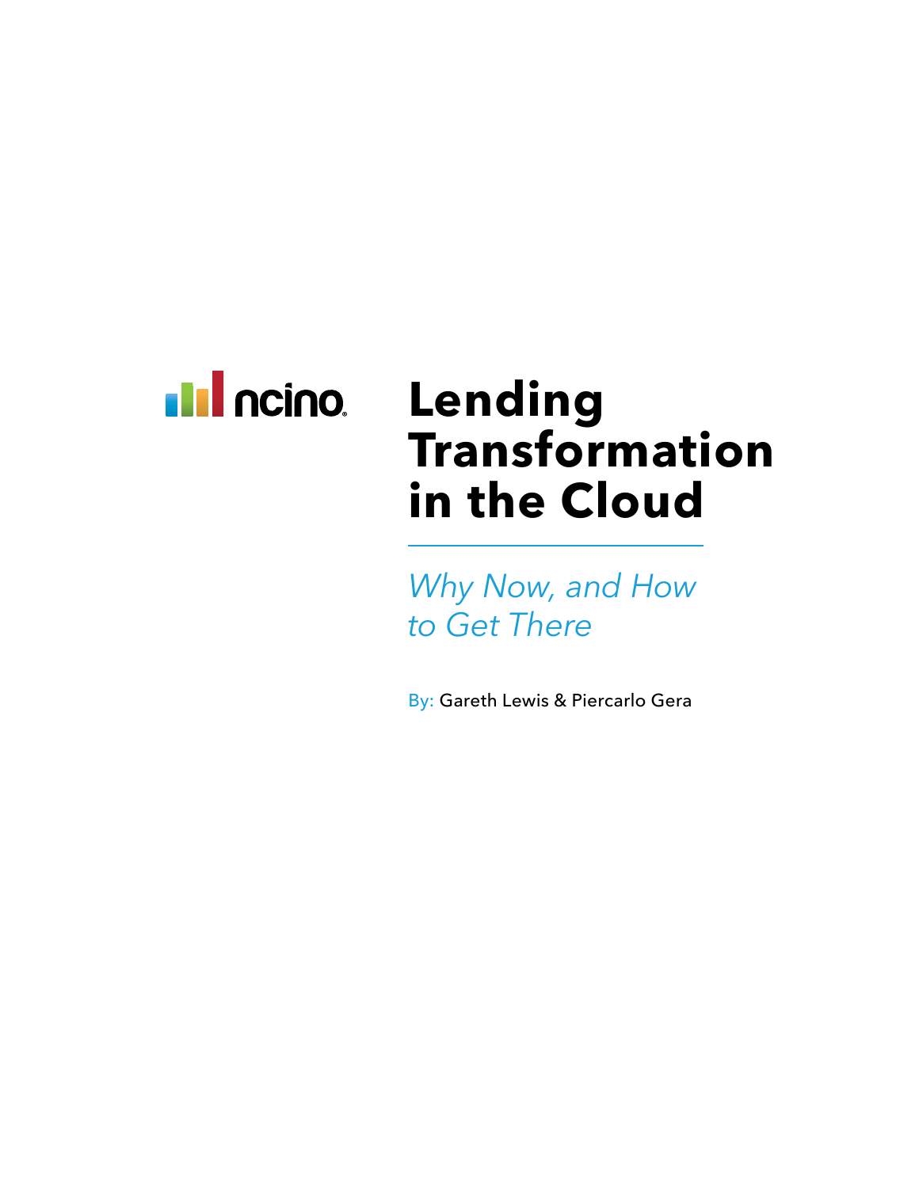ncino

# Lending Transformation in the Cloud

*Why Now, and How to Get There*

By: Gareth Lewis & Piercarlo Gera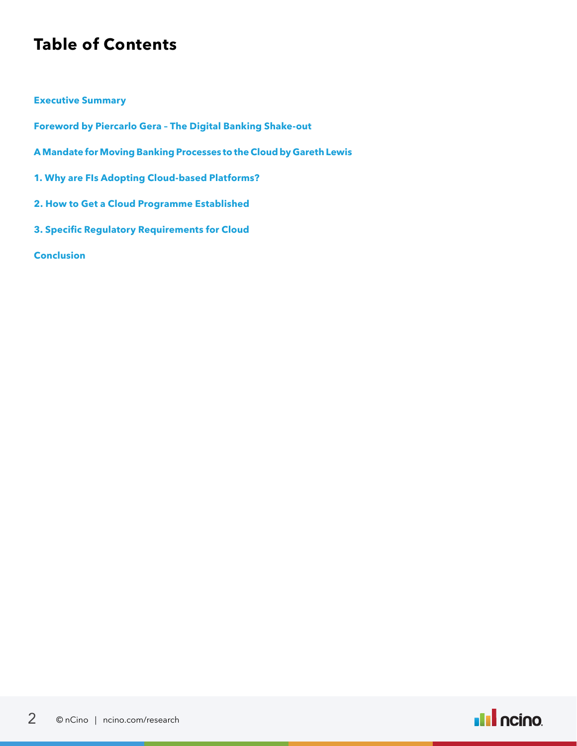# Table of Contents

**Executive Summary**

**Foreword by Piercarlo Gera – The Digital Banking Shake-out**

**A Mandate for Moving Banking Processes to the Cloud by Gareth Lewis**

**1. Why are FIs Adopting Cloud-based Platforms?**

**2. How to Get a Cloud Programme Established**

**3. Specific Regulatory Requirements for Cloud**

**Conclusion**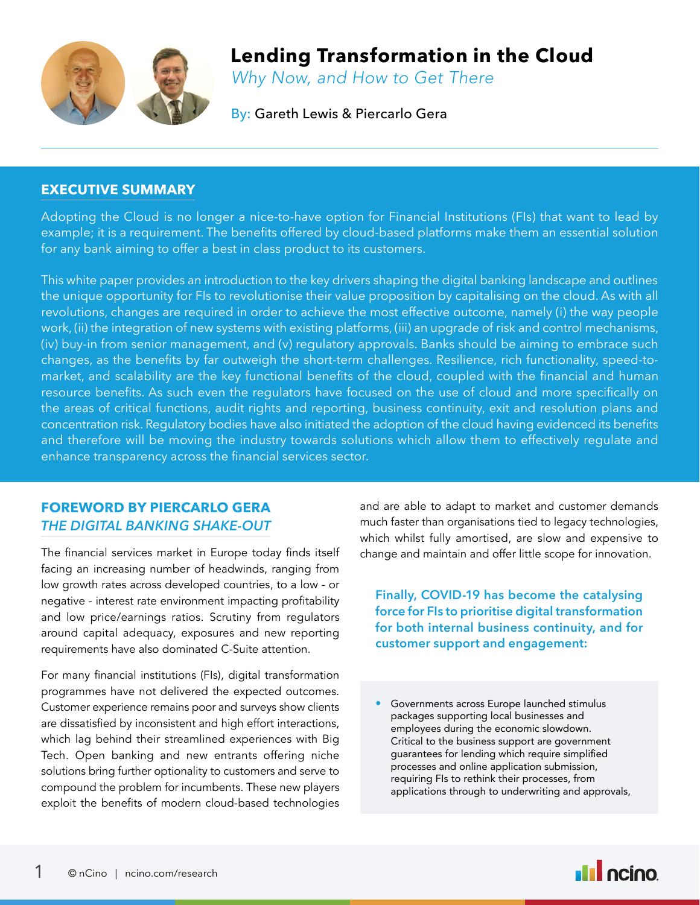# Lending Transformation in the Cloud

*Why Now, and How to Get There*

By: Gareth Lewis & Piercarlo Gera

## EXECUTIVE SUMMARY

Adopting the Cloud is no longer a nice-to-have option for Financial Institutions (FIs) that want to lead by example; it is a requirement. The benefits offered by cloud-based platforms make them an essential solution for any bank aiming to offer a best in class product to its customers.

This white paper provides an introduction to the key drivers shaping the digital banking landscape and outlines the unique opportunity for FIs to revolutionise their value proposition by capitalising on the cloud. As with all revolutions, changes are required in order to achieve the most effective outcome, namely (i) the way people work, (ii) the integration of new systems with existing platforms, (iii) an upgrade of risk and control mechanisms, (iv) buy-in from senior management, and (v) regulatory approvals. Banks should be aiming to embrace such changes, as the benefits by far outweigh the short-term challenges. Resilience, rich functionality, speed-to-market, and scalability are the key functional benefits of the cloud, coupled with the financial and human resource benefits. As such even the regulators have focused on the use of cloud and more specifically on the areas of critical functions, audit rights and reporting, business continuity, exit and resolution plans and concentration risk. Regulatory bodies have also initiated the adoption of the cloud having evidenced its benefits and therefore will be moving the industry towards solutions which allow them to effectively regulate and enhance transparency across the financial services sector.

## FOREWORD BY PIERCARLO GERA

### *THE DIGITAL BANKING SHAKE-OUT*

The financial services market in Europe today finds itself facing an increasing number of headwinds, ranging from low growth rates across developed countries, to a low - or negative - interest rate environment impacting profitability and low price/earnings ratios. Scrutiny from regulators around capital adequacy, exposures and new reporting requirements have also dominated C-Suite attention.

For many financial institutions (FIs), digital transformation programmes have not delivered the expected outcomes. Customer experience remains poor and surveys show clients are dissatisfied by inconsistent and high effort interactions, which lag behind their streamlined experiences with Big Tech. Open banking and new entrants offering niche solutions bring further optionality to customers and serve to compound the problem for incumbents. These new players exploit the benefits of modern cloud-based technologies and are able to adapt to market and customer demands much faster than organisations tied to legacy technologies, which whilst fully amortised, are slow and expensive to change and maintain and offer little scope for innovation.

**Finally, COVID-19 has become the catalysing force for FIs to prioritise digital transformation for both internal business continuity, and for customer support and engagement:**

- Governments across Europe launched stimulus packages supporting local businesses and employees during the economic slowdown. Critical to the business support are government guarantees for lending which require simplified processes and online application submission, requiring FIs to rethink their processes, from applications through to underwriting and approvals,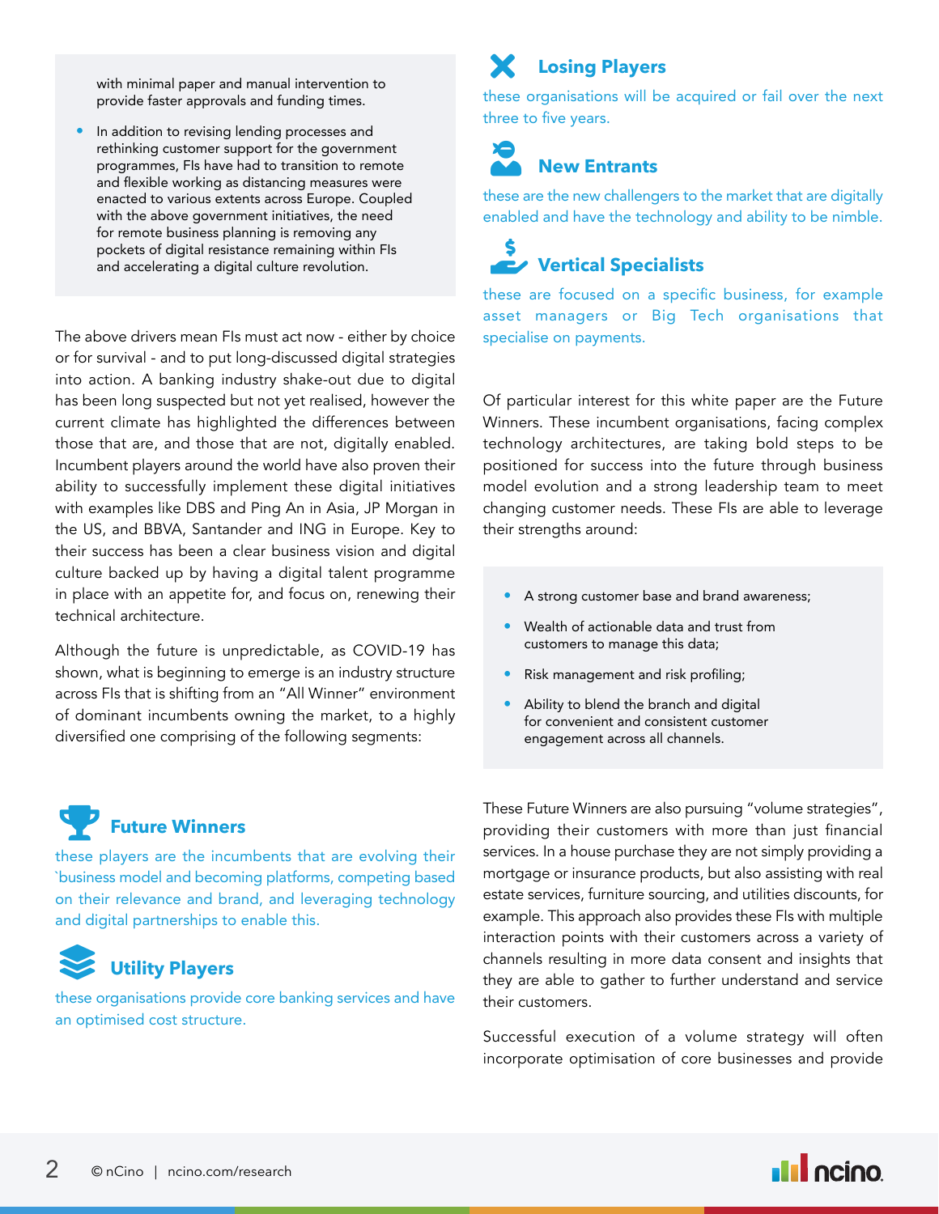with minimal paper and manual intervention to provide faster approvals and funding times.

- In addition to revising lending processes and rethinking customer support for the government programmes, FIs have had to transition to remote and flexible working as distancing measures were enacted to various extents across Europe. Coupled with the above government initiatives, the need for remote business planning is removing any pockets of digital resistance remaining within FIs and accelerating a digital culture revolution.

The above drivers mean FIs must act now - either by choice or for survival - and to put long-discussed digital strategies into action. A banking industry shake-out due to digital has been long suspected but not yet realised, however the current climate has highlighted the differences between those that are, and those that are not, digitally enabled. Incumbent players around the world have also proven their ability to successfully implement these digital initiatives with examples like DBS and Ping An in Asia, JP Morgan in the US, and BBVA, Santander and ING in Europe. Key to their success has been a clear business vision and digital culture backed up by having a digital talent programme in place with an appetite for, and focus on, renewing their technical architecture.

Although the future is unpredictable, as COVID-19 has shown, what is beginning to emerge is an industry structure across FIs that is shifting from an "All Winner" environment of dominant incumbents owning the market, to a highly diversified one comprising of the following segments:

### Future Winners

these players are the incumbents that are evolving their `business model and becoming platforms, competing based on their relevance and brand, and leveraging technology and digital partnerships to enable this.

### Utility Players

these organisations provide core banking services and have an optimised cost structure.

### Losing Players

these organisations will be acquired or fail over the next three to five years.

### New Entrants

these are the new challengers to the market that are digitally enabled and have the technology and ability to be nimble.

### Vertical Specialists

these are focused on a specific business, for example asset managers or Big Tech organisations that specialise on payments.

Of particular interest for this white paper are the Future Winners. These incumbent organisations, facing complex technology architectures, are taking bold steps to be positioned for success into the future through business model evolution and a strong leadership team to meet changing customer needs. These FIs are able to leverage their strengths around:

- A strong customer base and brand awareness;
- Wealth of actionable data and trust from customers to manage this data;
- Risk management and risk profiling;
- Ability to blend the branch and digital for convenient and consistent customer engagement across all channels.

These Future Winners are also pursuing "volume strategies", providing their customers with more than just financial services. In a house purchase they are not simply providing a mortgage or insurance products, but also assisting with real estate services, furniture sourcing, and utilities discounts, for example. This approach also provides these FIs with multiple interaction points with their customers across a variety of channels resulting in more data consent and insights that they are able to gather to further understand and service their customers.

Successful execution of a volume strategy will often incorporate optimisation of core businesses and provide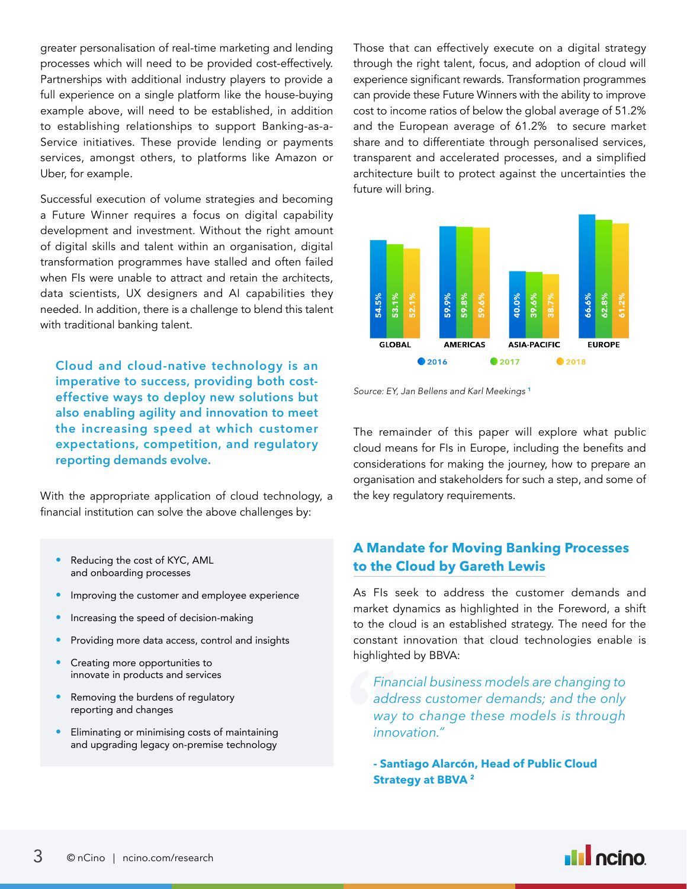greater personalisation of real-time marketing and lending processes which will need to be provided cost-effectively. Partnerships with additional industry players to provide a full experience on a single platform like the house-buying example above, will need to be established, in addition to establishing relationships to support Banking-as-a-Service initiatives. These provide lending or payments services, amongst others, to platforms like Amazon or Uber, for example.

Successful execution of volume strategies and becoming a Future Winner requires a focus on digital capability development and investment. Without the right amount of digital skills and talent within an organisation, digital transformation programmes have stalled and often failed when FIs were unable to attract and retain the architects, data scientists, UX designers and AI capabilities they needed. In addition, there is a challenge to blend this talent with traditional banking talent.

**Cloud and cloud-native technology is an imperative to success, providing both cost-effective ways to deploy new solutions but also enabling agility and innovation to meet the increasing speed at which customer expectations, competition, and regulatory reporting demands evolve.**

With the appropriate application of cloud technology, a financial institution can solve the above challenges by:

- Reducing the cost of KYC, AML and onboarding processes
- Improving the customer and employee experience
- Increasing the speed of decision-making
- Providing more data access, control and insights
- Creating more opportunities to innovate in products and services
- Removing the burdens of regulatory reporting and changes
- Eliminating or minimising costs of maintaining and upgrading legacy on-premise technology

Those that can effectively execute on a digital strategy through the right talent, focus, and adoption of cloud will experience significant rewards. Transformation programmes can provide these Future Winners with the ability to improve cost to income ratios of below the global average of 51.2% and the European average of 61.2% to secure market share and to differentiate through personalised services, transparent and accelerated processes, and a simplified architecture built to protect against the uncertainties the future will bring.

| | 2016 | 2017 | 2018 |
|---|---|---|---|
| GLOBAL | 54.5% | 53.1% | 52.1% |
| AMERICAS | 59.9% | 59.8% | 59.6% |
| ASIA-PACIFIC | 40.0% | 39.6% | 38.7% |
| EUROPE | 66.6% | 62.8% | 61.2% |

*Source: EY, Jan Bellens and Karl Meekings* [1]

The remainder of this paper will explore what public cloud means for FIs in Europe, including the benefits and considerations for making the journey, how to prepare an organisation and stakeholders for such a step, and some of the key regulatory requirements.

## A Mandate for Moving Banking Processes to the Cloud by Gareth Lewis

As FIs seek to address the customer demands and market dynamics as highlighted in the Foreword, a shift to the cloud is an established strategy. The need for the constant innovation that cloud technologies enable is highlighted by BBVA:

> *Financial business models are changing to address customer demands; and the only way to change these models is through innovation."*
>
> **- Santiago Alarcón, Head of Public Cloud Strategy at BBVA** [2]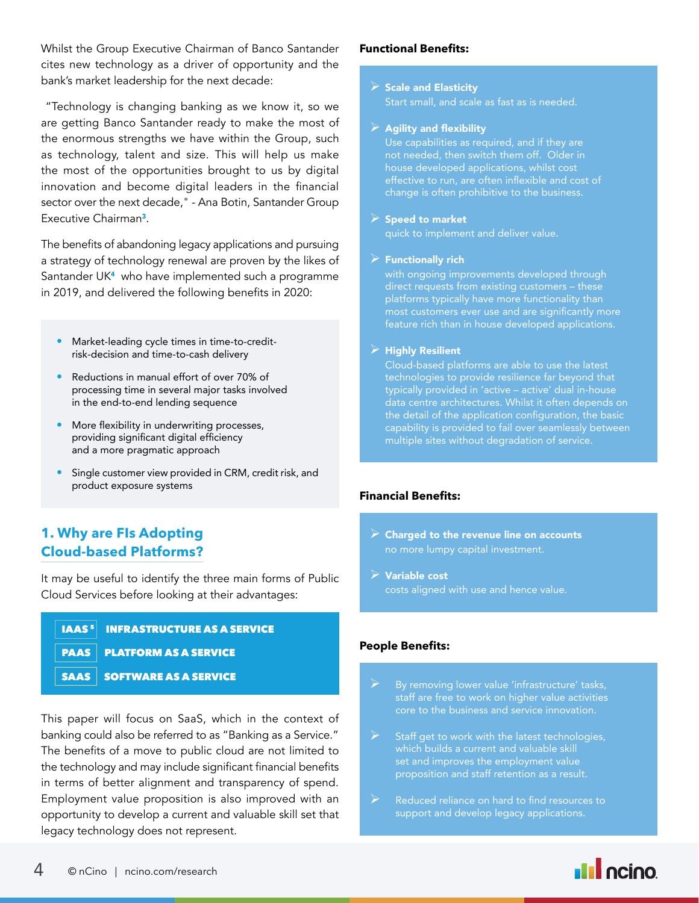Whilst the Group Executive Chairman of Banco Santander cites new technology as a driver of opportunity and the bank's market leadership for the next decade:

"Technology is changing banking as we know it, so we are getting Banco Santander ready to make the most of the enormous strengths we have within the Group, such as technology, talent and size. This will help us make the most of the opportunities brought to us by digital innovation and become digital leaders in the financial sector over the next decade," - Ana Botin, Santander Group Executive Chairman[3].

The benefits of abandoning legacy applications and pursuing a strategy of technology renewal are proven by the likes of Santander UK[4] who have implemented such a programme in 2019, and delivered the following benefits in 2020:

- Market-leading cycle times in time-to-credit-risk-decision and time-to-cash delivery
- Reductions in manual effort of over 70% of processing time in several major tasks involved in the end-to-end lending sequence
- More flexibility in underwriting processes, providing significant digital efficiency and a more pragmatic approach
- Single customer view provided in CRM, credit risk, and product exposure systems

## 1. Why are FIs Adopting Cloud-based Platforms?

It may be useful to identify the three main forms of Public Cloud Services before looking at their advantages:

| | |
|---|---|
| IAAS[5] | INFRASTRUCTURE AS A SERVICE |
| PAAS | PLATFORM AS A SERVICE |
| SAAS | SOFTWARE AS A SERVICE |

This paper will focus on SaaS, which in the context of banking could also be referred to as "Banking as a Service." The benefits of a move to public cloud are not limited to the technology and may include significant financial benefits in terms of better alignment and transparency of spend. Employment value proposition is also improved with an opportunity to develop a current and valuable skill set that legacy technology does not represent.

### Functional Benefits:

- **Scale and Elasticity**
  Start small, and scale as fast as is needed.
- **Agility and flexibility**
  Use capabilities as required, and if they are not needed, then switch them off. Older in house developed applications, whilst cost effective to run, are often inflexible and cost of change is often prohibitive to the business.
- **Speed to market**
  quick to implement and deliver value.
- **Functionally rich**
  with ongoing improvements developed through direct requests from existing customers – these platforms typically have more functionality than most customers ever use and are significantly more feature rich than in house developed applications.
- **Highly Resilient**
  Cloud-based platforms are able to use the latest technologies to provide resilience far beyond that typically provided in 'active – active' dual in-house data centre architectures. Whilst it often depends on the detail of the application configuration, the basic capability is provided to fail over seamlessly between multiple sites without degradation of service.

### Financial Benefits:

- **Charged to the revenue line on accounts**
  no more lumpy capital investment.
- **Variable cost**
  costs aligned with use and hence value.

### People Benefits:

- By removing lower value 'infrastructure' tasks, staff are free to work on higher value activities core to the business and service innovation.
- Staff get to work with the latest technologies, which builds a current and valuable skill set and improves the employment value proposition and staff retention as a result.
- Reduced reliance on hard to find resources to support and develop legacy applications.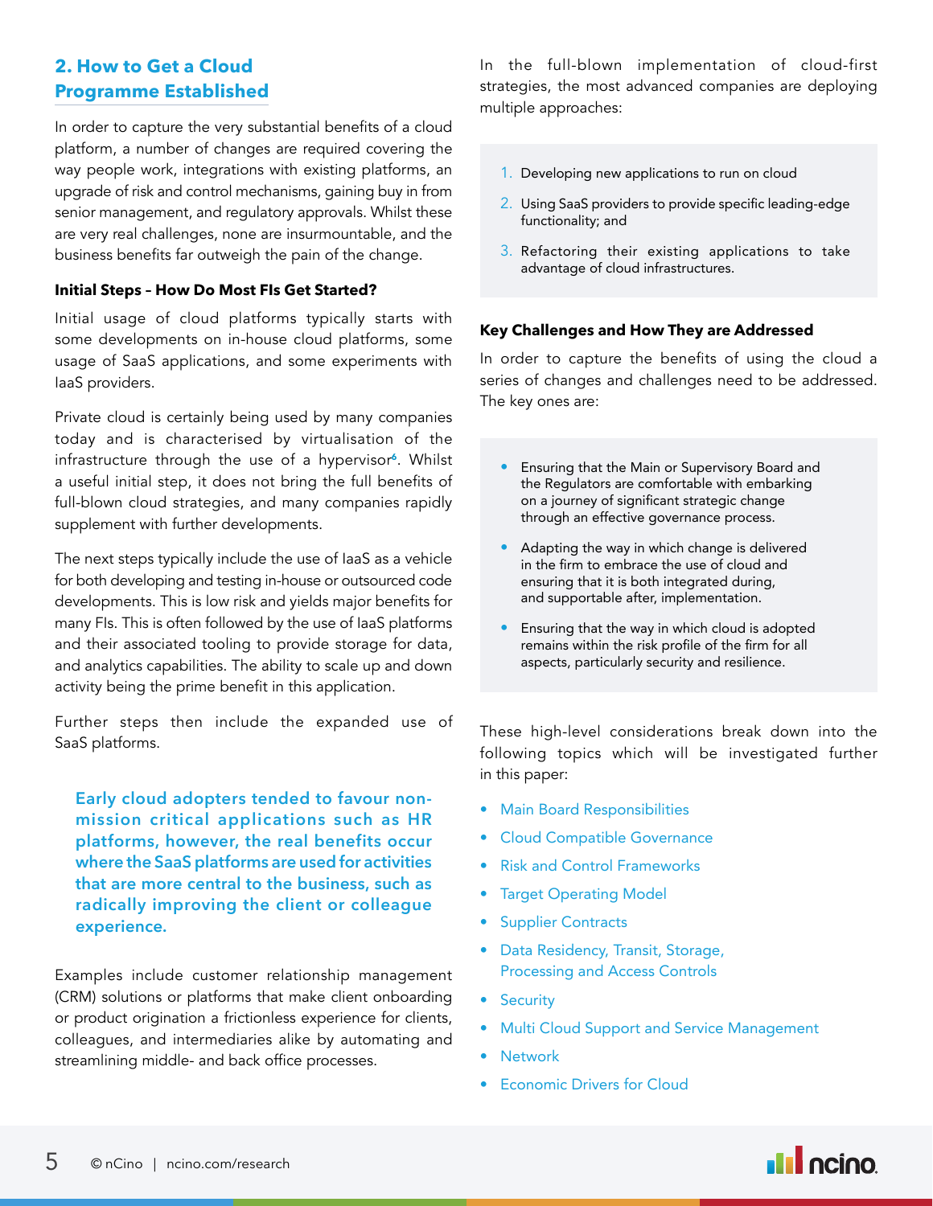## 2. How to Get a Cloud Programme Established

In order to capture the very substantial benefits of a cloud platform, a number of changes are required covering the way people work, integrations with existing platforms, an upgrade of risk and control mechanisms, gaining buy in from senior management, and regulatory approvals. Whilst these are very real challenges, none are insurmountable, and the business benefits far outweigh the pain of the change.

### Initial Steps – How Do Most FIs Get Started?

Initial usage of cloud platforms typically starts with some developments on in-house cloud platforms, some usage of SaaS applications, and some experiments with IaaS providers.

Private cloud is certainly being used by many companies today and is characterised by virtualisation of the infrastructure through the use of a hypervisor[6]. Whilst a useful initial step, it does not bring the full benefits of full-blown cloud strategies, and many companies rapidly supplement with further developments.

The next steps typically include the use of IaaS as a vehicle for both developing and testing in-house or outsourced code developments. This is low risk and yields major benefits for many FIs. This is often followed by the use of IaaS platforms and their associated tooling to provide storage for data, and analytics capabilities. The ability to scale up and down activity being the prime benefit in this application.

Further steps then include the expanded use of SaaS platforms.

**Early cloud adopters tended to favour non-mission critical applications such as HR platforms, however, the real benefits occur where the SaaS platforms are used for activities that are more central to the business, such as radically improving the client or colleague experience.**

Examples include customer relationship management (CRM) solutions or platforms that make client onboarding or product origination a frictionless experience for clients, colleagues, and intermediaries alike by automating and streamlining middle- and back office processes.

In the full-blown implementation of cloud-first strategies, the most advanced companies are deploying multiple approaches:

1. Developing new applications to run on cloud
2. Using SaaS providers to provide specific leading-edge functionality; and
3. Refactoring their existing applications to take advantage of cloud infrastructures.

### Key Challenges and How They are Addressed

In order to capture the benefits of using the cloud a series of changes and challenges need to be addressed. The key ones are:

- Ensuring that the Main or Supervisory Board and the Regulators are comfortable with embarking on a journey of significant strategic change through an effective governance process.
- Adapting the way in which change is delivered in the firm to embrace the use of cloud and ensuring that it is both integrated during, and supportable after, implementation.
- Ensuring that the way in which cloud is adopted remains within the risk profile of the firm for all aspects, particularly security and resilience.

These high-level considerations break down into the following topics which will be investigated further in this paper:

- Main Board Responsibilities
- Cloud Compatible Governance
- Risk and Control Frameworks
- Target Operating Model
- Supplier Contracts
- Data Residency, Transit, Storage, Processing and Access Controls
- Security
- Multi Cloud Support and Service Management
- Network
- Economic Drivers for Cloud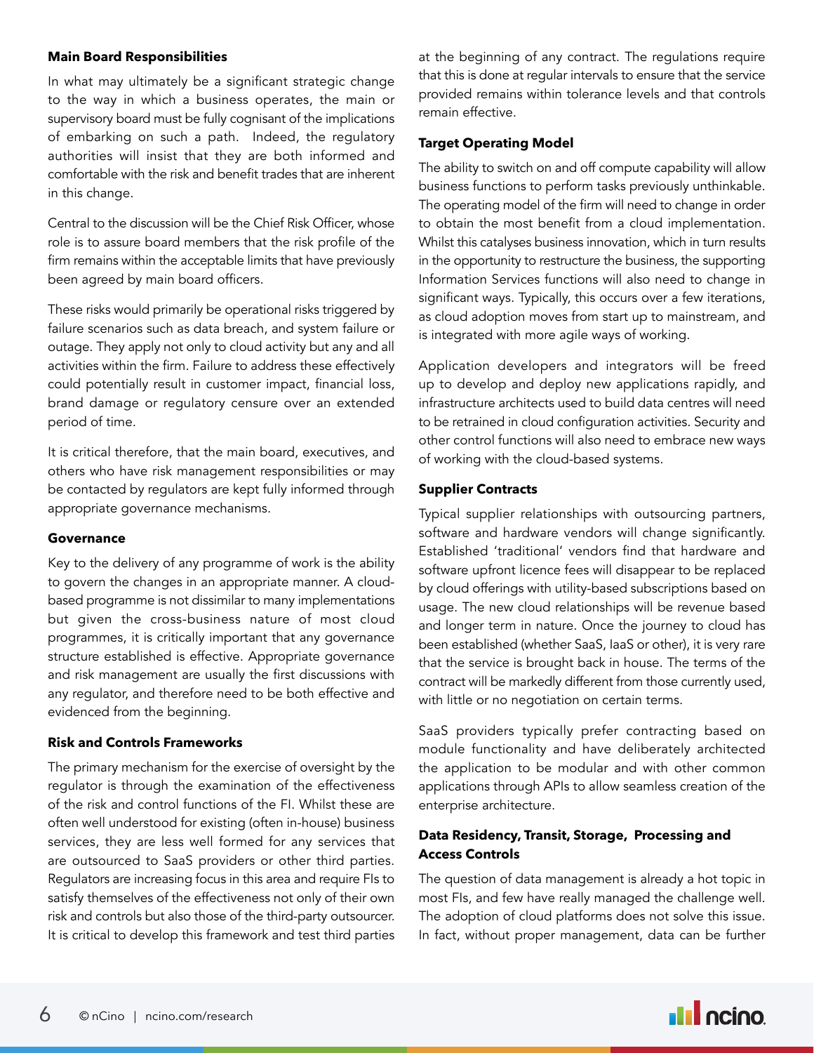### Main Board Responsibilities

In what may ultimately be a significant strategic change to the way in which a business operates, the main or supervisory board must be fully cognisant of the implications of embarking on such a path. Indeed, the regulatory authorities will insist that they are both informed and comfortable with the risk and benefit trades that are inherent in this change.

Central to the discussion will be the Chief Risk Officer, whose role is to assure board members that the risk profile of the firm remains within the acceptable limits that have previously been agreed by main board officers.

These risks would primarily be operational risks triggered by failure scenarios such as data breach, and system failure or outage. They apply not only to cloud activity but any and all activities within the firm. Failure to address these effectively could potentially result in customer impact, financial loss, brand damage or regulatory censure over an extended period of time.

It is critical therefore, that the main board, executives, and others who have risk management responsibilities or may be contacted by regulators are kept fully informed through appropriate governance mechanisms.

### Governance

Key to the delivery of any programme of work is the ability to govern the changes in an appropriate manner. A cloud-based programme is not dissimilar to many implementations but given the cross-business nature of most cloud programmes, it is critically important that any governance structure established is effective. Appropriate governance and risk management are usually the first discussions with any regulator, and therefore need to be both effective and evidenced from the beginning.

### Risk and Controls Frameworks

The primary mechanism for the exercise of oversight by the regulator is through the examination of the effectiveness of the risk and control functions of the FI. Whilst these are often well understood for existing (often in-house) business services, they are less well formed for any services that are outsourced to SaaS providers or other third parties. Regulators are increasing focus in this area and require FIs to satisfy themselves of the effectiveness not only of their own risk and controls but also those of the third-party outsourcer. It is critical to develop this framework and test third parties at the beginning of any contract. The regulations require that this is done at regular intervals to ensure that the service provided remains within tolerance levels and that controls remain effective.

### Target Operating Model

The ability to switch on and off compute capability will allow business functions to perform tasks previously unthinkable. The operating model of the firm will need to change in order to obtain the most benefit from a cloud implementation. Whilst this catalyses business innovation, which in turn results in the opportunity to restructure the business, the supporting Information Services functions will also need to change in significant ways. Typically, this occurs over a few iterations, as cloud adoption moves from start up to mainstream, and is integrated with more agile ways of working.

Application developers and integrators will be freed up to develop and deploy new applications rapidly, and infrastructure architects used to build data centres will need to be retrained in cloud configuration activities. Security and other control functions will also need to embrace new ways of working with the cloud-based systems.

### Supplier Contracts

Typical supplier relationships with outsourcing partners, software and hardware vendors will change significantly. Established 'traditional' vendors find that hardware and software upfront licence fees will disappear to be replaced by cloud offerings with utility-based subscriptions based on usage. The new cloud relationships will be revenue based and longer term in nature. Once the journey to cloud has been established (whether SaaS, IaaS or other), it is very rare that the service is brought back in house. The terms of the contract will be markedly different from those currently used, with little or no negotiation on certain terms.

SaaS providers typically prefer contracting based on module functionality and have deliberately architected the application to be modular and with other common applications through APIs to allow seamless creation of the enterprise architecture.

### Data Residency, Transit, Storage, Processing and Access Controls

The question of data management is already a hot topic in most FIs, and few have really managed the challenge well. The adoption of cloud platforms does not solve this issue. In fact, without proper management, data can be further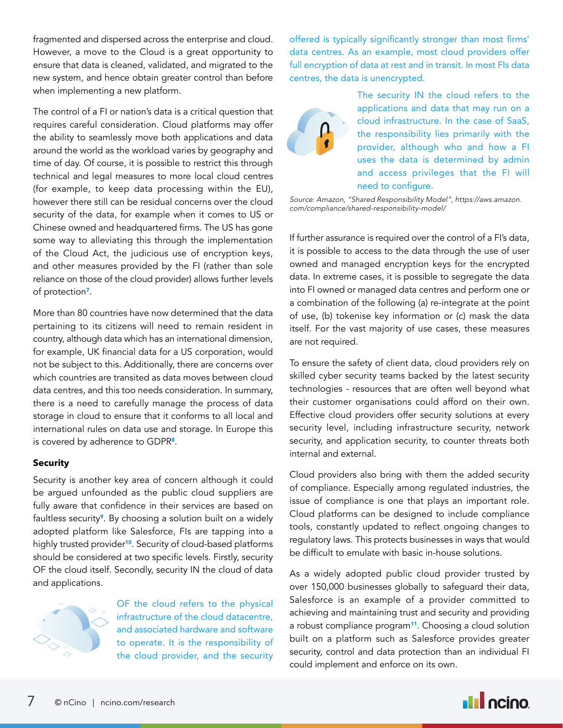fragmented and dispersed across the enterprise and cloud. However, a move to the Cloud is a great opportunity to ensure that data is cleaned, validated, and migrated to the new system, and hence obtain greater control than before when implementing a new platform.

The control of a FI or nation's data is a critical question that requires careful consideration. Cloud platforms may offer the ability to seamlessly move both applications and data around the world as the workload varies by geography and time of day. Of course, it is possible to restrict this through technical and legal measures to more local cloud centres (for example, to keep data processing within the EU), however there still can be residual concerns over the cloud security of the data, for example when it comes to US or Chinese owned and headquartered firms. The US has gone some way to alleviating this through the implementation of the Cloud Act, the judicious use of encryption keys, and other measures provided by the FI (rather than sole reliance on those of the cloud provider) allows further levels of protection[7].

More than 80 countries have now determined that the data pertaining to its citizens will need to remain resident in country, although data which has an international dimension, for example, UK financial data for a US corporation, would not be subject to this. Additionally, there are concerns over which countries are transited as data moves between cloud data centres, and this too needs consideration. In summary, there is a need to carefully manage the process of data storage in cloud to ensure that it conforms to all local and international rules on data use and storage. In Europe this is covered by adherence to GDPR[8].

**Security**

Security is another key area of concern although it could be argued unfounded as the public cloud suppliers are fully aware that confidence in their services are based on faultless security[9]. By choosing a solution built on a widely adopted platform like Salesforce, FIs are tapping into a highly trusted provider[10]. Security of cloud-based platforms should be considered at two specific levels. Firstly, security OF the cloud itself. Secondly, security IN the cloud of data and applications.

OF the cloud refers to the physical infrastructure of the cloud datacentre, and associated hardware and software to operate. It is the responsibility of the cloud provider, and the security offered is typically significantly stronger than most firms' data centres. As an example, most cloud providers offer full encryption of data at rest and in transit. In most FIs data centres, the data is unencrypted.

The security IN the cloud refers to the applications and data that may run on a cloud infrastructure. In the case of SaaS, the responsibility lies primarily with the provider, although who and how a FI uses the data is determined by admin and access privileges that the FI will need to configure.

*Source: Amazon, "Shared Responsibility Model", https://aws.amazon.com/compliance/shared-responsibility-model/*

If further assurance is required over the control of a FI's data, it is possible to access to the data through the use of user owned and managed encryption keys for the encrypted data. In extreme cases, it is possible to segregate the data into FI owned or managed data centres and perform one or a combination of the following (a) re-integrate at the point of use, (b) tokenise key information or (c) mask the data itself. For the vast majority of use cases, these measures are not required.

To ensure the safety of client data, cloud providers rely on skilled cyber security teams backed by the latest security technologies - resources that are often well beyond what their customer organisations could afford on their own. Effective cloud providers offer security solutions at every security level, including infrastructure security, network security, and application security, to counter threats both internal and external.

Cloud providers also bring with them the added security of compliance. Especially among regulated industries, the issue of compliance is one that plays an important role. Cloud platforms can be designed to include compliance tools, constantly updated to reflect ongoing changes to regulatory laws. This protects businesses in ways that would be difficult to emulate with basic in-house solutions.

As a widely adopted public cloud provider trusted by over 150,000 businesses globally to safeguard their data, Salesforce is an example of a provider committed to achieving and maintaining trust and security and providing a robust compliance program[11]. Choosing a cloud solution built on a platform such as Salesforce provides greater security, control and data protection than an individual FI could implement and enforce on its own.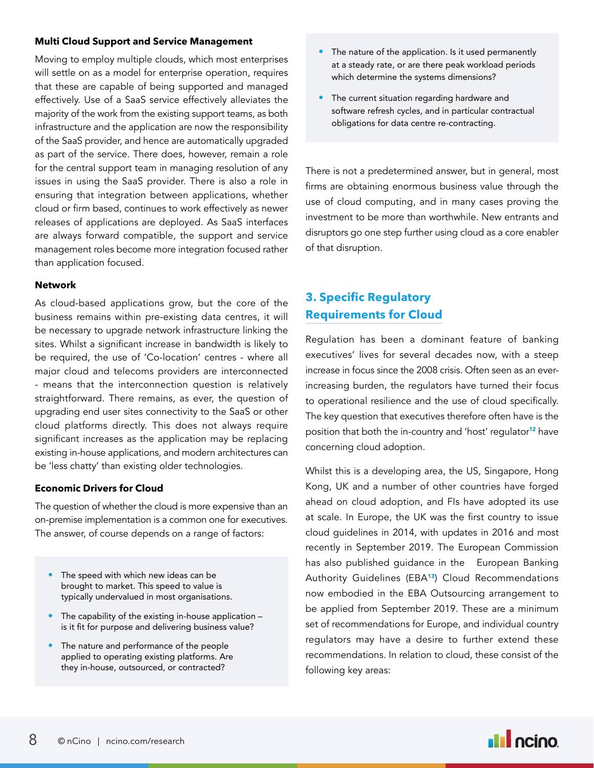#### Multi Cloud Support and Service Management

Moving to employ multiple clouds, which most enterprises will settle on as a model for enterprise operation, requires that these are capable of being supported and managed effectively. Use of a SaaS service effectively alleviates the majority of the work from the existing support teams, as both infrastructure and the application are now the responsibility of the SaaS provider, and hence are automatically upgraded as part of the service. There does, however, remain a role for the central support team in managing resolution of any issues in using the SaaS provider. There is also a role in ensuring that integration between applications, whether cloud or firm based, continues to work effectively as newer releases of applications are deployed. As SaaS interfaces are always forward compatible, the support and service management roles become more integration focused rather than application focused.

#### Network

As cloud-based applications grow, but the core of the business remains within pre-existing data centres, it will be necessary to upgrade network infrastructure linking the sites. Whilst a significant increase in bandwidth is likely to be required, the use of 'Co-location' centres - where all major cloud and telecoms providers are interconnected - means that the interconnection question is relatively straightforward. There remains, as ever, the question of upgrading end user sites connectivity to the SaaS or other cloud platforms directly. This does not always require significant increases as the application may be replacing existing in-house applications, and modern architectures can be 'less chatty' than existing older technologies.

#### Economic Drivers for Cloud

The question of whether the cloud is more expensive than an on-premise implementation is a common one for executives. The answer, of course depends on a range of factors:

- The speed with which new ideas can be brought to market. This speed to value is typically undervalued in most organisations.
- The capability of the existing in-house application – is it fit for purpose and delivering business value?
- The nature and performance of the people applied to operating existing platforms. Are they in-house, outsourced, or contracted?
- The nature of the application. Is it used permanently at a steady rate, or are there peak workload periods which determine the systems dimensions?
- The current situation regarding hardware and software refresh cycles, and in particular contractual obligations for data centre re-contracting.

There is not a predetermined answer, but in general, most firms are obtaining enormous business value through the use of cloud computing, and in many cases proving the investment to be more than worthwhile. New entrants and disruptors go one step further using cloud as a core enabler of that disruption.

## 3. Specific Regulatory Requirements for Cloud

Regulation has been a dominant feature of banking executives' lives for several decades now, with a steep increase in focus since the 2008 crisis. Often seen as an ever-increasing burden, the regulators have turned their focus to operational resilience and the use of cloud specifically. The key question that executives therefore often have is the position that both the in-country and 'host' regulator[12] have concerning cloud adoption.

Whilst this is a developing area, the US, Singapore, Hong Kong, UK and a number of other countries have forged ahead on cloud adoption, and FIs have adopted its use at scale. In Europe, the UK was the first country to issue cloud guidelines in 2014, with updates in 2016 and most recently in September 2019. The European Commission has also published guidance in the European Banking Authority Guidelines (EBA[13]) Cloud Recommendations now embodied in the EBA Outsourcing arrangement to be applied from September 2019. These are a minimum set of recommendations for Europe, and individual country regulators may have a desire to further extend these recommendations. In relation to cloud, these consist of the following key areas: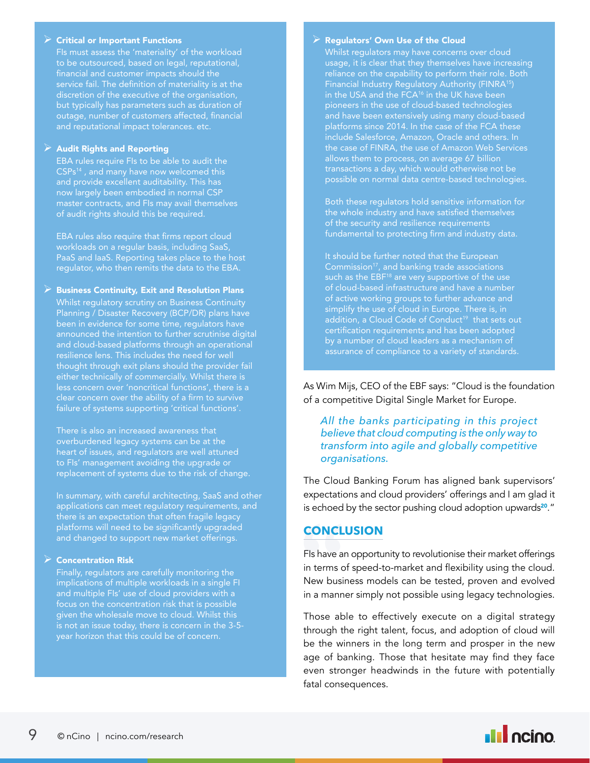- **Critical or Important Functions**
  FIs must assess the 'materiality' of the workload to be outsourced, based on legal, reputational, financial and customer impacts should the service fail. The definition of materiality is at the discretion of the executive of the organisation, but typically has parameters such as duration of outage, number of customers affected, financial and reputational impact tolerances. etc.

- **Audit Rights and Reporting**
  EBA rules require FIs to be able to audit the CSPs[14] , and many have now welcomed this and provide excellent auditability. This has now largely been embodied in normal CSP master contracts, and FIs may avail themselves of audit rights should this be required.

  EBA rules also require that firms report cloud workloads on a regular basis, including SaaS, PaaS and IaaS. Reporting takes place to the host regulator, who then remits the data to the EBA.

- **Business Continuity, Exit and Resolution Plans**
  Whilst regulatory scrutiny on Business Continuity Planning / Disaster Recovery (BCP/DR) plans have been in evidence for some time, regulators have announced the intention to further scrutinise digital and cloud-based platforms through an operational resilience lens. This includes the need for well thought through exit plans should the provider fail either technically of commercially. Whilst there is less concern over 'noncritical functions', there is a clear concern over the ability of a firm to survive failure of systems supporting 'critical functions'.

  There is also an increased awareness that overburdened legacy systems can be at the heart of issues, and regulators are well attuned to FIs' management avoiding the upgrade or replacement of systems due to the risk of change.

  In summary, with careful architecting, SaaS and other applications can meet regulatory requirements, and there is an expectation that often fragile legacy platforms will need to be significantly upgraded and changed to support new market offerings.

- **Concentration Risk**
  Finally, regulators are carefully monitoring the implications of multiple workloads in a single FI and multiple FIs' use of cloud providers with a focus on the concentration risk that is possible given the wholesale move to cloud. Whilst this is not an issue today, there is concern in the 3-5-year horizon that this could be of concern.

- **Regulators' Own Use of the Cloud**
  Whilst regulators may have concerns over cloud usage, it is clear that they themselves have increasing reliance on the capability to perform their role. Both Financial Industry Regulatory Authority (FINRA[15]) in the USA and the FCA[16] in the UK have been pioneers in the use of cloud-based technologies and have been extensively using many cloud-based platforms since 2014. In the case of the FCA these include Salesforce, Amazon, Oracle and others. In the case of FINRA, the use of Amazon Web Services allows them to process, on average 67 billion transactions a day, which would otherwise not be possible on normal data centre-based technologies.

  Both these regulators hold sensitive information for the whole industry and have satisfied themselves of the security and resilience requirements fundamental to protecting firm and industry data.

  It should be further noted that the European Commission[17], and banking trade associations such as the EBF[18] are very supportive of the use of cloud-based infrastructure and have a number of active working groups to further advance and simplify the use of cloud in Europe. There is, in addition, a Cloud Code of Conduct[19] that sets out certification requirements and has been adopted by a number of cloud leaders as a mechanism of assurance of compliance to a variety of standards.

As Wim Mijs, CEO of the EBF says: "Cloud is the foundation of a competitive Digital Single Market for Europe.

> *All the banks participating in this project believe that cloud computing is the only way to transform into agile and globally competitive organisations.*

The Cloud Banking Forum has aligned bank supervisors' expectations and cloud providers' offerings and I am glad it is echoed by the sector pushing cloud adoption upwards[20]."

## CONCLUSION

FIs have an opportunity to revolutionise their market offerings in terms of speed-to-market and flexibility using the cloud. New business models can be tested, proven and evolved in a manner simply not possible using legacy technologies.

Those able to effectively execute on a digital strategy through the right talent, focus, and adoption of cloud will be the winners in the long term and prosper in the new age of banking. Those that hesitate may find they face even stronger headwinds in the future with potentially fatal consequences.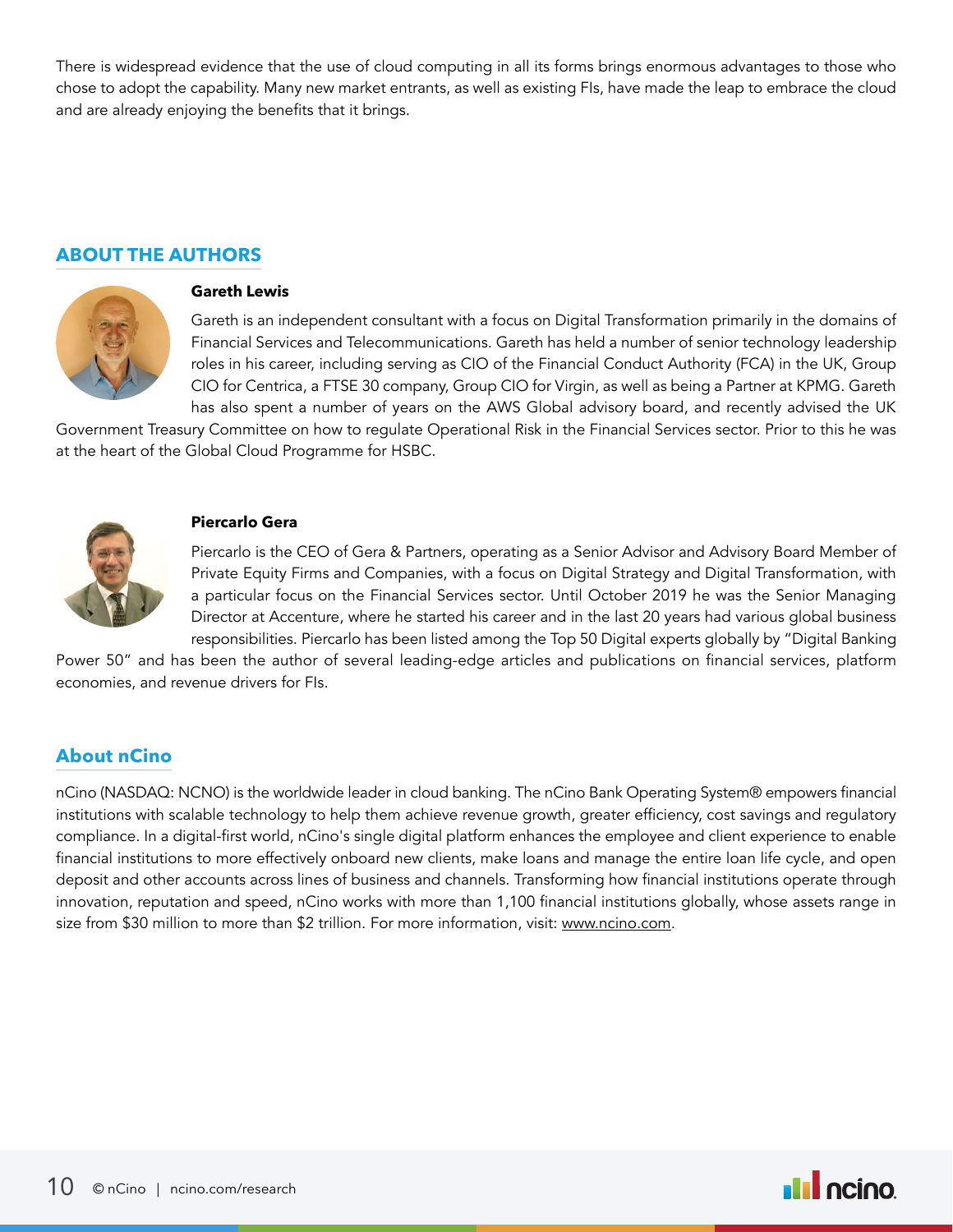There is widespread evidence that the use of cloud computing in all its forms brings enormous advantages to those who chose to adopt the capability. Many new market entrants, as well as existing FIs, have made the leap to embrace the cloud and are already enjoying the benefits that it brings.

## ABOUT THE AUTHORS

**Gareth Lewis**

Gareth is an independent consultant with a focus on Digital Transformation primarily in the domains of Financial Services and Telecommunications. Gareth has held a number of senior technology leadership roles in his career, including serving as CIO of the Financial Conduct Authority (FCA) in the UK, Group CIO for Centrica, a FTSE 30 company, Group CIO for Virgin, as well as being a Partner at KPMG. Gareth has also spent a number of years on the AWS Global advisory board, and recently advised the UK Government Treasury Committee on how to regulate Operational Risk in the Financial Services sector. Prior to this he was at the heart of the Global Cloud Programme for HSBC.

**Piercarlo Gera**

Piercarlo is the CEO of Gera & Partners, operating as a Senior Advisor and Advisory Board Member of Private Equity Firms and Companies, with a focus on Digital Strategy and Digital Transformation, with a particular focus on the Financial Services sector. Until October 2019 he was the Senior Managing Director at Accenture, where he started his career and in the last 20 years had various global business responsibilities. Piercarlo has been listed among the Top 50 Digital experts globally by "Digital Banking Power 50" and has been the author of several leading-edge articles and publications on financial services, platform economies, and revenue drivers for FIs.

## About nCino

nCino (NASDAQ: NCNO) is the worldwide leader in cloud banking. The nCino Bank Operating System® empowers financial institutions with scalable technology to help them achieve revenue growth, greater efficiency, cost savings and regulatory compliance. In a digital-first world, nCino's single digital platform enhances the employee and client experience to enable financial institutions to more effectively onboard new clients, make loans and manage the entire loan life cycle, and open deposit and other accounts across lines of business and channels. Transforming how financial institutions operate through innovation, reputation and speed, nCino works with more than 1,100 financial institutions globally, whose assets range in size from $30 million to more than $2 trillion. For more information, visit: www.ncino.com.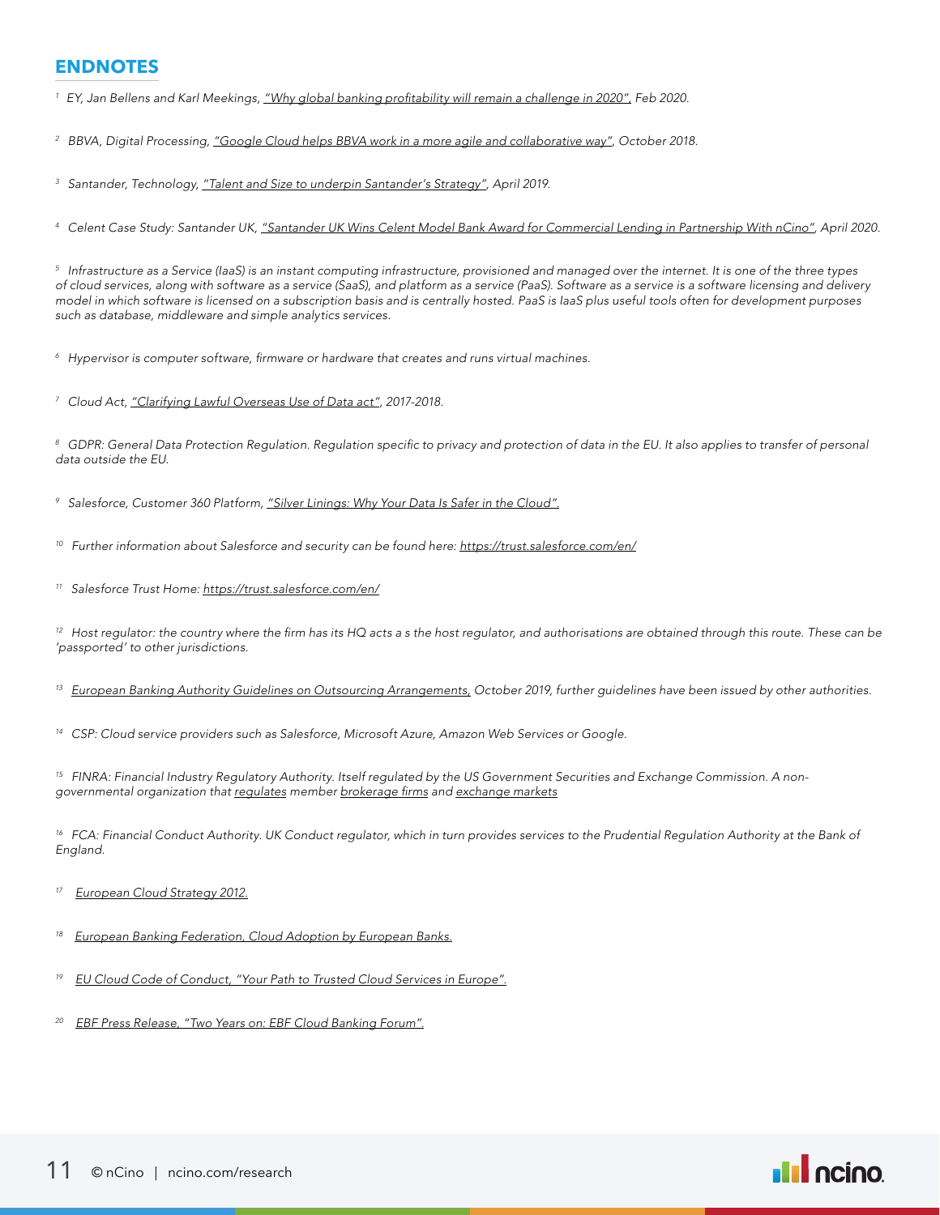## ENDNOTES

[1] EY, Jan Bellens and Karl Meekings, "Why global banking profitability will remain a challenge in 2020", Feb 2020.

[2] BBVA, Digital Processing, "Google Cloud helps BBVA work in a more agile and collaborative way", October 2018.

[3] Santander, Technology, "Talent and Size to underpin Santander's Strategy", April 2019.

[4] Celent Case Study: Santander UK, "Santander UK Wins Celent Model Bank Award for Commercial Lending in Partnership With nCino", April 2020.

[5] Infrastructure as a Service (IaaS) is an instant computing infrastructure, provisioned and managed over the internet. It is one of the three types of cloud services, along with software as a service (SaaS), and platform as a service (PaaS). Software as a service is a software licensing and delivery model in which software is licensed on a subscription basis and is centrally hosted. PaaS is IaaS plus useful tools often for development purposes such as database, middleware and simple analytics services.

[6] Hypervisor is computer software, firmware or hardware that creates and runs virtual machines.

[7] Cloud Act, "Clarifying Lawful Overseas Use of Data act", 2017-2018.

[8] GDPR: General Data Protection Regulation. Regulation specific to privacy and protection of data in the EU. It also applies to transfer of personal data outside the EU.

[9] Salesforce, Customer 360 Platform, "Silver Linings: Why Your Data Is Safer in the Cloud".

[10] Further information about Salesforce and security can be found here: https://trust.salesforce.com/en/

[11] Salesforce Trust Home: https://trust.salesforce.com/en/

[12] Host regulator: the country where the firm has its HQ acts a s the host regulator, and authorisations are obtained through this route. These can be 'passported' to other jurisdictions.

[13] European Banking Authority Guidelines on Outsourcing Arrangements, October 2019, further guidelines have been issued by other authorities.

[14] CSP: Cloud service providers such as Salesforce, Microsoft Azure, Amazon Web Services or Google.

[15] FINRA: Financial Industry Regulatory Authority. Itself regulated by the US Government Securities and Exchange Commission. A non-governmental organization that regulates member brokerage firms and exchange markets

[16] FCA: Financial Conduct Authority. UK Conduct regulator, which in turn provides services to the Prudential Regulation Authority at the Bank of England.

[17] European Cloud Strategy 2012.

[18] European Banking Federation, Cloud Adoption by European Banks.

[19] EU Cloud Code of Conduct, "Your Path to Trusted Cloud Services in Europe".

[20] EBF Press Release, "Two Years on: EBF Cloud Banking Forum".